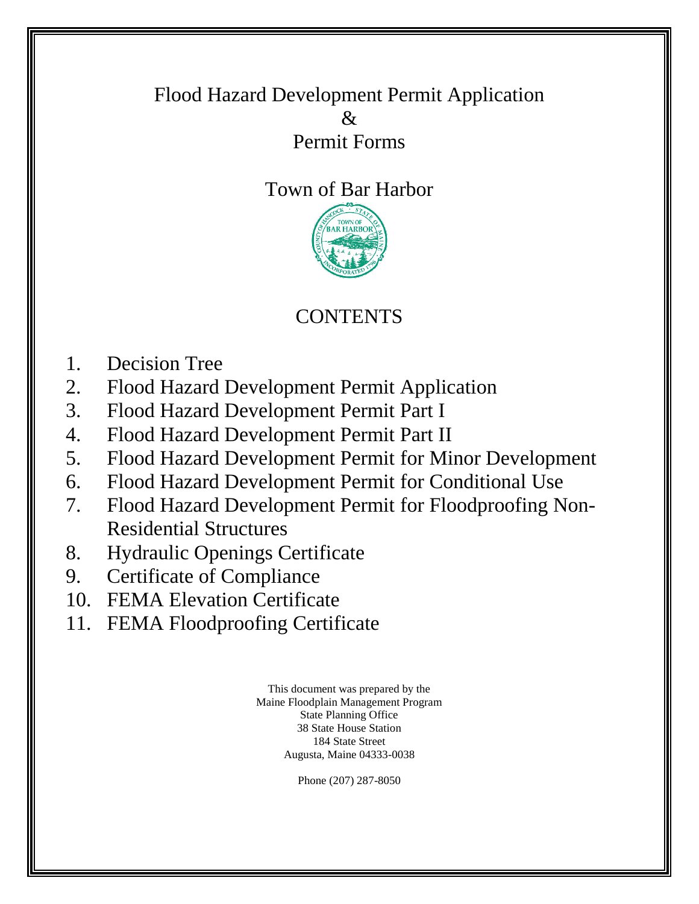# Flood Hazard Development Permit Application
# &
# Permit Forms

## Town of Bar Harbor

## CONTENTS

1. Decision Tree
2. Flood Hazard Development Permit Application
3. Flood Hazard Development Permit Part I
4. Flood Hazard Development Permit Part II
5. Flood Hazard Development Permit for Minor Development
6. Flood Hazard Development Permit for Conditional Use
7. Flood Hazard Development Permit for Floodproofing Non-Residential Structures
8. Hydraulic Openings Certificate
9. Certificate of Compliance
10. FEMA Elevation Certificate
11. FEMA Floodproofing Certificate

This document was prepared by the
Maine Floodplain Management Program
State Planning Office
38 State House Station
184 State Street
Augusta, Maine 04333-0038

Phone (207) 287-8050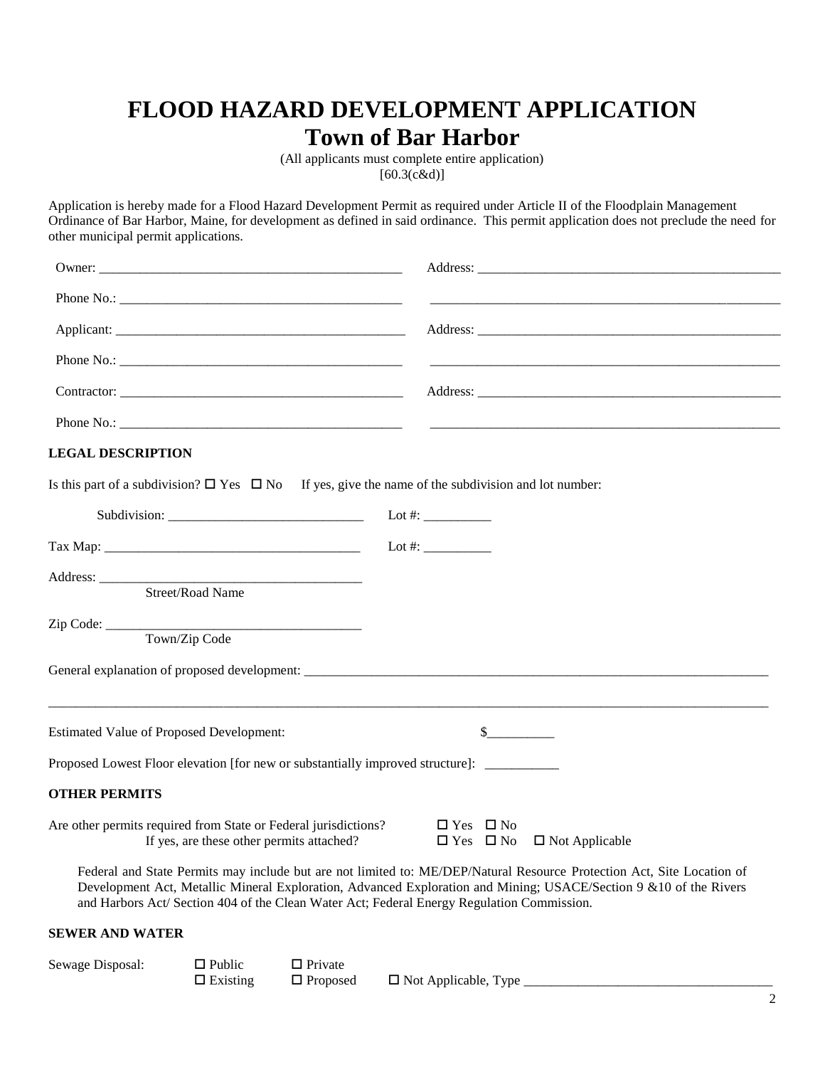# FLOOD HAZARD DEVELOPMENT APPLICATION

## Town of Bar Harbor

(All applicants must complete entire application)
[60.3(c&d)]

Application is hereby made for a Flood Hazard Development Permit as required under Article II of the Floodplain Management Ordinance of Bar Harbor, Maine, for development as defined in said ordinance. This permit application does not preclude the need for other municipal permit applications.

Owner: ______________________________________________ Address: ______________________________________________

Phone No.: __________________________________________ ______________________________________________________

Applicant: ____________________________________________ Address: ______________________________________________

Phone No.: __________________________________________ ______________________________________________________

Contractor: __________________________________________ Address: ______________________________________________

Phone No.: __________________________________________ ______________________________________________________

**LEGAL DESCRIPTION**

Is this part of a subdivision? ☐ Yes ☐ No If yes, give the name of the subdivision and lot number:

Subdivision: _____________________________ Lot #: __________

Tax Map: ______________________________________ Lot #: __________

Address: ________________________________________
Street/Road Name

Zip Code: _______________________________________
Town/Zip Code

General explanation of proposed development: ___________________________________________________________________________

_____________________________________________________________________________________________________________

Estimated Value of Proposed Development: $__________

Proposed Lowest Floor elevation [for new or substantially improved structure]: ___________

**OTHER PERMITS**

Are other permits required from State or Federal jurisdictions? ☐ Yes ☐ No
If yes, are these other permits attached? ☐ Yes ☐ No ☐ Not Applicable

Federal and State Permits may include but are not limited to: ME/DEP/Natural Resource Protection Act, Site Location of Development Act, Metallic Mineral Exploration, Advanced Exploration and Mining; USACE/Section 9 &10 of the Rivers and Harbors Act/ Section 404 of the Clean Water Act; Federal Energy Regulation Commission.

**SEWER AND WATER**

Sewage Disposal: ☐ Public ☐ Private
☐ Existing ☐ Proposed ☐ Not Applicable, Type ____________________________________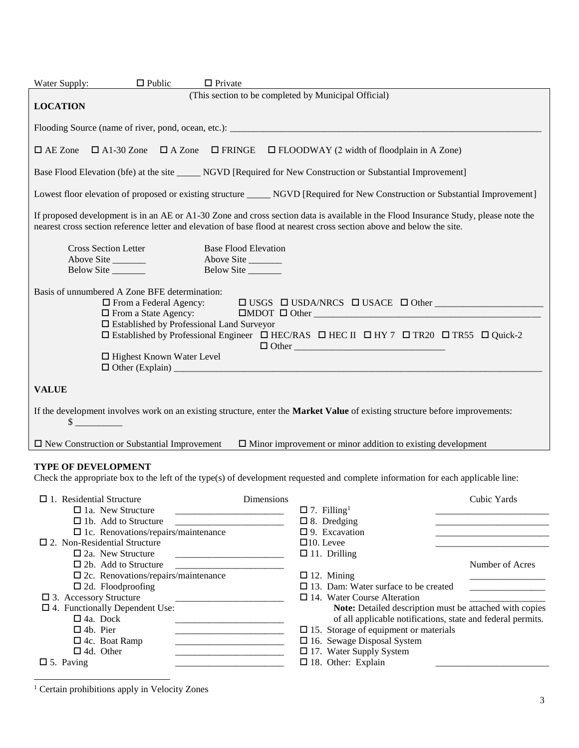Water Supply: ☐ Public ☐ Private

(This section to be completed by Municipal Official)

**LOCATION**

Flooding Source (name of river, pond, ocean, etc.): ______________________________________________

☐ AE Zone ☐ A1-30 Zone ☐ A Zone ☐ FRINGE ☐ FLOODWAY (2 width of floodplain in A Zone)

Base Flood Elevation (bfe) at the site _____ NGVD [Required for New Construction or Substantial Improvement]

Lowest floor elevation of proposed or existing structure _____ NGVD [Required for New Construction or Substantial Improvement]

If proposed development is in an AE or A1-30 Zone and cross section data is available in the Flood Insurance Study, please note the nearest cross section reference letter and elevation of base flood at nearest cross section above and below the site.

| Cross Section Letter | Base Flood Elevation |
|---|---|
| Above Site _______ | Above Site _______ |
| Below Site _______ | Below Site _______ |

Basis of unnumbered A Zone BFE determination:

- ☐ From a Federal Agency: ☐ USGS ☐ USDA/NRCS ☐ USACE ☐ Other ______________________
- ☐ From a State Agency: ☐MDOT ☐ Other ______________________________________________
- ☐ Established by Professional Land Surveyor
- ☐ Established by Professional Engineer ☐ HEC/RAS ☐ HEC II ☐ HY 7 ☐ TR20 ☐ TR55 ☐ Quick-2 ☐ Other ______________________________
- ☐ Highest Known Water Level
- ☐ Other (Explain) ______________________________________________________________

**VALUE**

If the development involves work on an existing structure, enter the **Market Value** of existing structure before improvements:

$ _________

☐ New Construction or Substantial Improvement ☐ Minor improvement or minor addition to existing development

**TYPE OF DEVELOPMENT**

Check the appropriate box to the left of the type(s) of development requested and complete information for each applicable line:

| | Dimensions |
|---|---|
| ☐ 1. Residential Structure | |
| ☐ 1a. New Structure | _______________ |
| ☐ 1b. Add to Structure | _______________ |
| ☐ 1c. Renovations/repairs/maintenance | |
| ☐ 2. Non-Residential Structure | |
| ☐ 2a. New Structure | _______________ |
| ☐ 2b. Add to Structure | _______________ |
| ☐ 2c. Renovations/repairs/maintenance | |
| ☐ 2d. Floodproofing | |
| ☐ 3. Accessory Structure | _______________ |
| ☐ 4. Functionally Dependent Use: | |
| ☐ 4a. Dock | _______________ |
| ☐ 4b. Pier | _______________ |
| ☐ 4c. Boat Ramp | _______________ |
| ☐ 4d. Other | _______________ |
| ☐ 5. Paving | _______________ |

| | Cubic Yards |
|---|---|
| ☐ 7. Filling[1] | _______________ |
| ☐ 8. Dredging | _______________ |
| ☐ 9. Excavation | _______________ |
| ☐10. Levee | _______________ |
| ☐ 11. Drilling | |
| | **Number of Acres** |
| ☐ 12. Mining | _______________ |
| ☐ 13. Dam: Water surface to be created | _______________ |
| ☐ 14. Water Course Alteration | _______________ |

**Note:** Detailed description must be attached with copies of all applicable notifications, state and federal permits.

- ☐ 15. Storage of equipment or materials
- ☐ 16. Sewage Disposal System
- ☐ 17. Water Supply System
- ☐ 18. Other: Explain _______________

[1] Certain prohibitions apply in Velocity Zones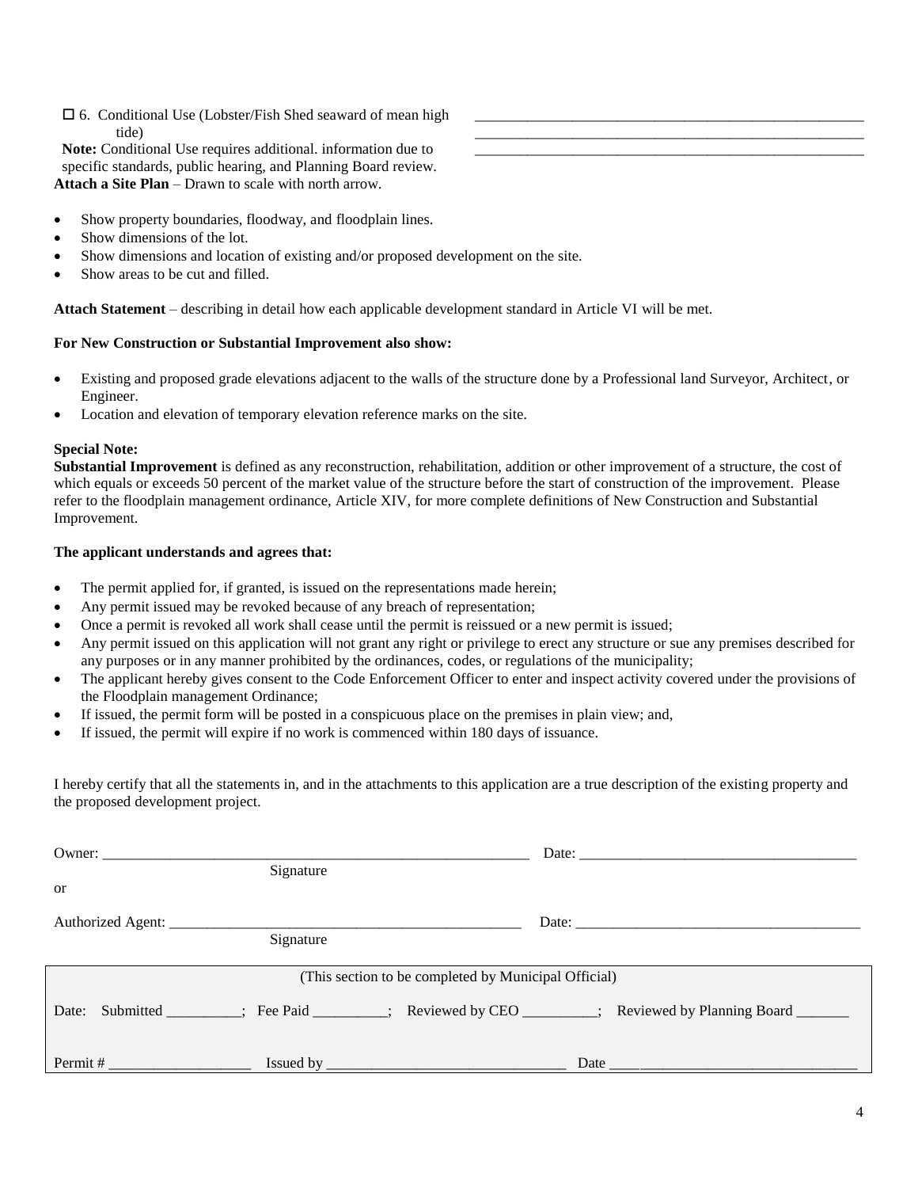☐ 6. Conditional Use (Lobster/Fish Shed seaward of mean high tide)

_______________________________________________
_______________________________________________
_______________________________________________

**Note:** Conditional Use requires additional. information due to specific standards, public hearing, and Planning Board review.

**Attach a Site Plan** – Drawn to scale with north arrow.

- Show property boundaries, floodway, and floodplain lines.
- Show dimensions of the lot.
- Show dimensions and location of existing and/or proposed development on the site.
- Show areas to be cut and filled.

**Attach Statement** – describing in detail how each applicable development standard in Article VI will be met.

**For New Construction or Substantial Improvement also show:**

- Existing and proposed grade elevations adjacent to the walls of the structure done by a Professional land Surveyor, Architect, or Engineer.
- Location and elevation of temporary elevation reference marks on the site.

**Special Note:**

**Substantial Improvement** is defined as any reconstruction, rehabilitation, addition or other improvement of a structure, the cost of which equals or exceeds 50 percent of the market value of the structure before the start of construction of the improvement. Please refer to the floodplain management ordinance, Article XIV, for more complete definitions of New Construction and Substantial Improvement.

**The applicant understands and agrees that:**

- The permit applied for, if granted, is issued on the representations made herein;
- Any permit issued may be revoked because of any breach of representation;
- Once a permit is revoked all work shall cease until the permit is reissued or a new permit is issued;
- Any permit issued on this application will not grant any right or privilege to erect any structure or sue any premises described for any purposes or in any manner prohibited by the ordinances, codes, or regulations of the municipality;
- The applicant hereby gives consent to the Code Enforcement Officer to enter and inspect activity covered under the provisions of the Floodplain management Ordinance;
- If issued, the permit form will be posted in a conspicuous place on the premises in plain view; and,
- If issued, the permit will expire if no work is commenced within 180 days of issuance.

I hereby certify that all the statements in, and in the attachments to this application are a true description of the existing property and the proposed development project.

Owner: ______________________________________________ Date: ______________________________
Signature

or

Authorized Agent: ______________________________________ Date: ______________________________
Signature

| (This section to be completed by Municipal Official) |
|---|
| Date: Submitted _________; Fee Paid _________; Reviewed by CEO _________; Reviewed by Planning Board _______ |
| Permit # _________________ Issued by _____________________________ Date ______________________________ |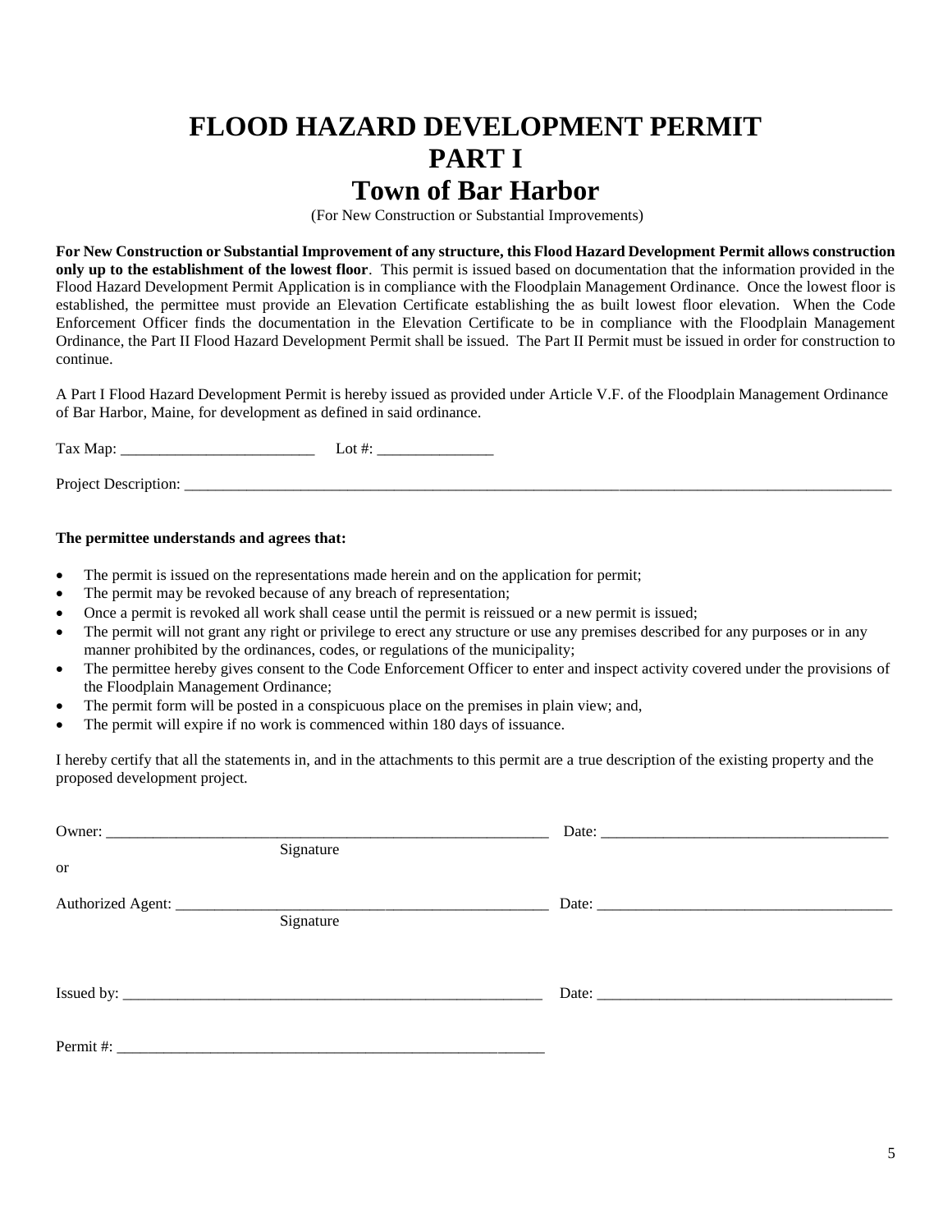# FLOOD HAZARD DEVELOPMENT PERMIT
# PART I
# Town of Bar Harbor

(For New Construction or Substantial Improvements)

**For New Construction or Substantial Improvement of any structure, this Flood Hazard Development Permit allows construction only up to the establishment of the lowest floor**. This permit is issued based on documentation that the information provided in the Flood Hazard Development Permit Application is in compliance with the Floodplain Management Ordinance. Once the lowest floor is established, the permittee must provide an Elevation Certificate establishing the as built lowest floor elevation. When the Code Enforcement Officer finds the documentation in the Elevation Certificate to be in compliance with the Floodplain Management Ordinance, the Part II Flood Hazard Development Permit shall be issued. The Part II Permit must be issued in order for construction to continue.

A Part I Flood Hazard Development Permit is hereby issued as provided under Article V.F. of the Floodplain Management Ordinance of Bar Harbor, Maine, for development as defined in said ordinance.

Tax Map: _________________________ Lot #: _______________

Project Description: ___________________________________________________________________________________________

**The permittee understands and agrees that:**

- The permit is issued on the representations made herein and on the application for permit;
- The permit may be revoked because of any breach of representation;
- Once a permit is revoked all work shall cease until the permit is reissued or a new permit is issued;
- The permit will not grant any right or privilege to erect any structure or use any premises described for any purposes or in any manner prohibited by the ordinances, codes, or regulations of the municipality;
- The permittee hereby gives consent to the Code Enforcement Officer to enter and inspect activity covered under the provisions of the Floodplain Management Ordinance;
- The permit form will be posted in a conspicuous place on the premises in plain view; and,
- The permit will expire if no work is commenced within 180 days of issuance.

I hereby certify that all the statements in, and in the attachments to this permit are a true description of the existing property and the proposed development project.

Owner: ___________________________________________________________ Date: _____________________________________
Signature

or

Authorized Agent: __________________________________________________ Date: _______________________________________
Signature

Issued by: ________________________________________________________ Date: _______________________________________

Permit #: _________________________________________________________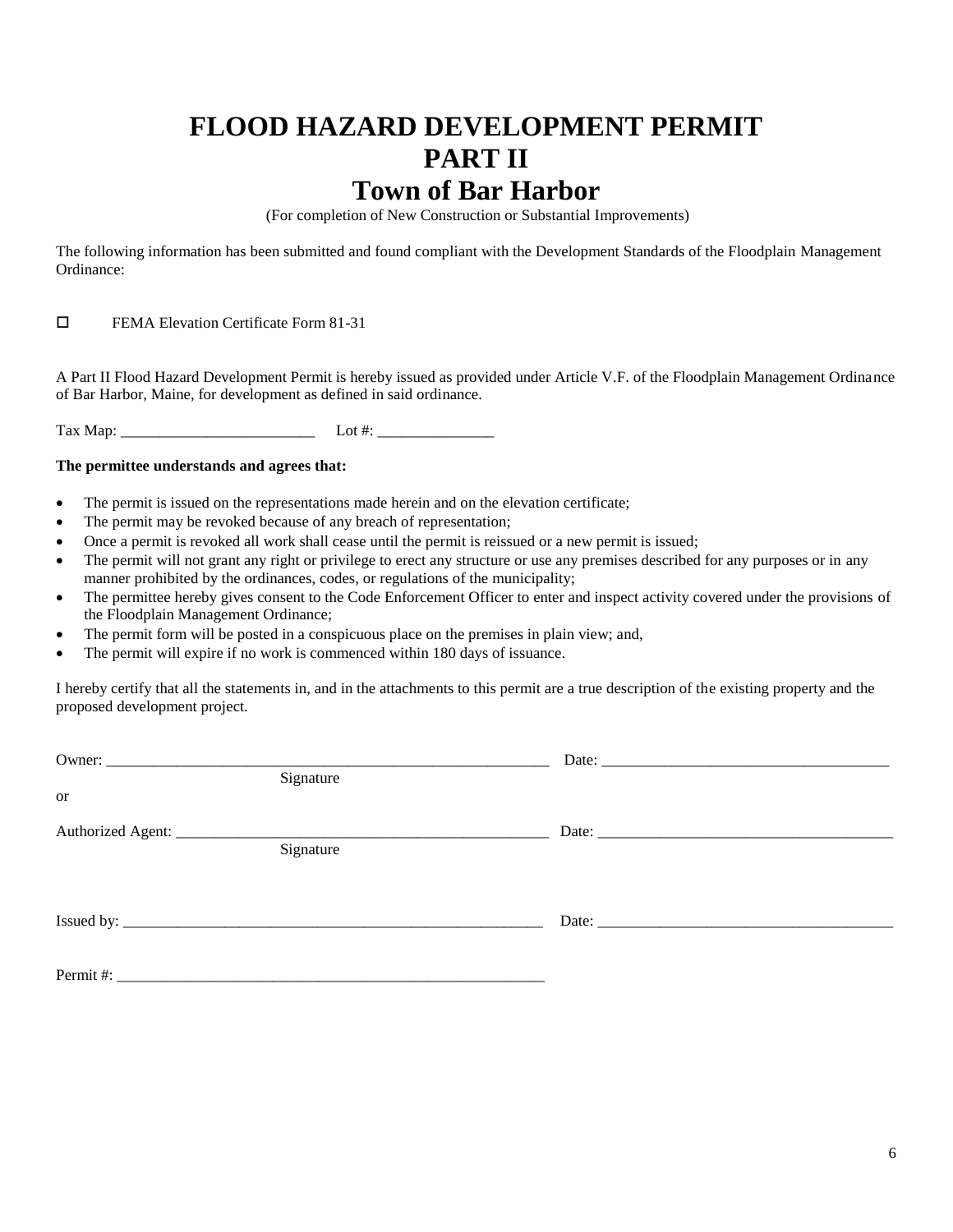# FLOOD HAZARD DEVELOPMENT PERMIT
# PART II
# Town of Bar Harbor

(For completion of New Construction or Substantial Improvements)

The following information has been submitted and found compliant with the Development Standards of the Floodplain Management Ordinance:

☐ FEMA Elevation Certificate Form 81-31

A Part II Flood Hazard Development Permit is hereby issued as provided under Article V.F. of the Floodplain Management Ordinance of Bar Harbor, Maine, for development as defined in said ordinance.

Tax Map: _________________________ Lot #: _______________

**The permittee understands and agrees that:**

- The permit is issued on the representations made herein and on the elevation certificate;
- The permit may be revoked because of any breach of representation;
- Once a permit is revoked all work shall cease until the permit is reissued or a new permit is issued;
- The permit will not grant any right or privilege to erect any structure or use any premises described for any purposes or in any manner prohibited by the ordinances, codes, or regulations of the municipality;
- The permittee hereby gives consent to the Code Enforcement Officer to enter and inspect activity covered under the provisions of the Floodplain Management Ordinance;
- The permit form will be posted in a conspicuous place on the premises in plain view; and,
- The permit will expire if no work is commenced within 180 days of issuance.

I hereby certify that all the statements in, and in the attachments to this permit are a true description of the existing property and the proposed development project.

Owner: ___________________________________________________________ Date: _____________________________________
Signature

or

Authorized Agent: __________________________________________________ Date: ______________________________________
Signature

Issued by: ________________________________________________________ Date: ______________________________________

Permit #: _________________________________________________________